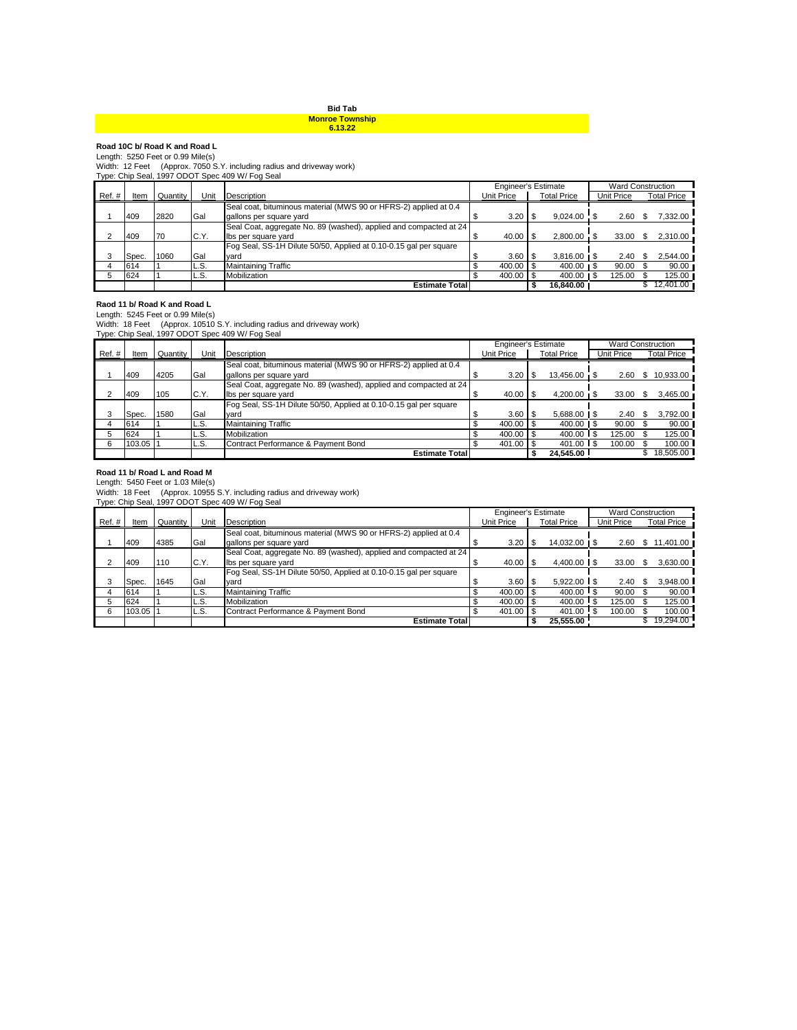**Bid Tab**
**Monroe Township**
**6.13.22**

**Road 10C b/ Road K and Road L**

Length: 5250 Feet or 0.99 Mile(s)
Width: 12 Feet (Approx. 7050 S.Y. including radius and driveway work)
Type: Chip Seal, 1997 ODOT Spec 409 W/ Fog Seal

| | | | | | Engineer's Estimate | | Ward Construction | |
|---|---|---|---|---|---|---|---|---|
| Ref. # | Item | Quantity | Unit | Description | Unit Price | Total Price | Unit Price | Total Price |
| 1 | 409 | 2820 | Gal | Seal coat, bituminous material (MWS 90 or HFRS-2) applied at 0.4 gallons per square yard | $ 3.20 | $ 9,024.00 | $ 2.60 | $ 7,332.00 |
| 2 | 409 | 70 | C.Y. | Seal Coat, aggregate No. 89 (washed), applied and compacted at 24 lbs per square yard | $ 40.00 | $ 2,800.00 | $ 33.00 | $ 2,310.00 |
| 3 | Spec. | 1060 | Gal | Fog Seal, SS-1H Dilute 50/50, Applied at 0.10-0.15 gal per square yard | $ 3.60 | $ 3,816.00 | $ 2.40 | $ 2,544.00 |
| 4 | 614 | 1 | L.S. | Maintaining Traffic | $ 400.00 | $ 400.00 | $ 90.00 | $ 90.00 |
| 5 | 624 | 1 | L.S. | Mobilization | $ 400.00 | $ 400.00 | $ 125.00 | $ 125.00 |
| | | | | **Estimate Total** | | **$ 16,840.00** | | $ 12,401.00 |

**Raod 11 b/ Road K and Road L**

Length: 5245 Feet or 0.99 Mile(s)
Width: 18 Feet (Approx. 10510 S.Y. including radius and driveway work)
Type: Chip Seal, 1997 ODOT Spec 409 W/ Fog Seal

| | | | | | Engineer's Estimate | | Ward Construction | |
|---|---|---|---|---|---|---|---|---|
| Ref. # | Item | Quantity | Unit | Description | Unit Price | Total Price | Unit Price | Total Price |
| 1 | 409 | 4205 | Gal | Seal coat, bituminous material (MWS 90 or HFRS-2) applied at 0.4 gallons per square yard | $ 3.20 | $ 13,456.00 | $ 2.60 | $ 10,933.00 |
| 2 | 409 | 105 | C.Y. | Seal Coat, aggregate No. 89 (washed), applied and compacted at 24 lbs per square yard | $ 40.00 | $ 4,200.00 | $ 33.00 | $ 3,465.00 |
| 3 | Spec. | 1580 | Gal | Fog Seal, SS-1H Dilute 50/50, Applied at 0.10-0.15 gal per square yard | $ 3.60 | $ 5,688.00 | $ 2.40 | $ 3,792.00 |
| 4 | 614 | 1 | L.S. | Maintaining Traffic | $ 400.00 | $ 400.00 | $ 90.00 | $ 90.00 |
| 5 | 624 | 1 | L.S. | Mobilization | $ 400.00 | $ 400.00 | $ 125.00 | $ 125.00 |
| 6 | 103.05 | 1 | L.S. | Contract Performance & Payment Bond | $ 401.00 | $ 401.00 | $ 100.00 | $ 100.00 |
| | | | | **Estimate Total** | | **$ 24,545.00** | | $ 18,505.00 |

**Road 11 b/ Road L and Road M**

Length: 5450 Feet or 1.03 Mile(s)
Width: 18 Feet (Approx. 10955 S.Y. including radius and driveway work)
Type: Chip Seal, 1997 ODOT Spec 409 W/ Fog Seal

| | | | | | Engineer's Estimate | | Ward Construction | |
|---|---|---|---|---|---|---|---|---|
| Ref. # | Item | Quantity | Unit | Description | Unit Price | Total Price | Unit Price | Total Price |
| 1 | 409 | 4385 | Gal | Seal coat, bituminous material (MWS 90 or HFRS-2) applied at 0.4 gallons per square yard | $ 3.20 | $ 14,032.00 | $ 2.60 | $ 11,401.00 |
| 2 | 409 | 110 | C.Y. | Seal Coat, aggregate No. 89 (washed), applied and compacted at 24 lbs per square yard | $ 40.00 | $ 4,400.00 | $ 33.00 | $ 3,630.00 |
| 3 | Spec. | 1645 | Gal | Fog Seal, SS-1H Dilute 50/50, Applied at 0.10-0.15 gal per square yard | $ 3.60 | $ 5,922.00 | $ 2.40 | $ 3,948.00 |
| 4 | 614 | 1 | L.S. | Maintaining Traffic | $ 400.00 | $ 400.00 | $ 90.00 | $ 90.00 |
| 5 | 624 | 1 | L.S. | Mobilization | $ 400.00 | $ 400.00 | $ 125.00 | $ 125.00 |
| 6 | 103.05 | 1 | L.S. | Contract Performance & Payment Bond | $ 401.00 | $ 401.00 | $ 100.00 | $ 100.00 |
| | | | | **Estimate Total** | | **$ 25,555.00** | | $ 19,294.00 |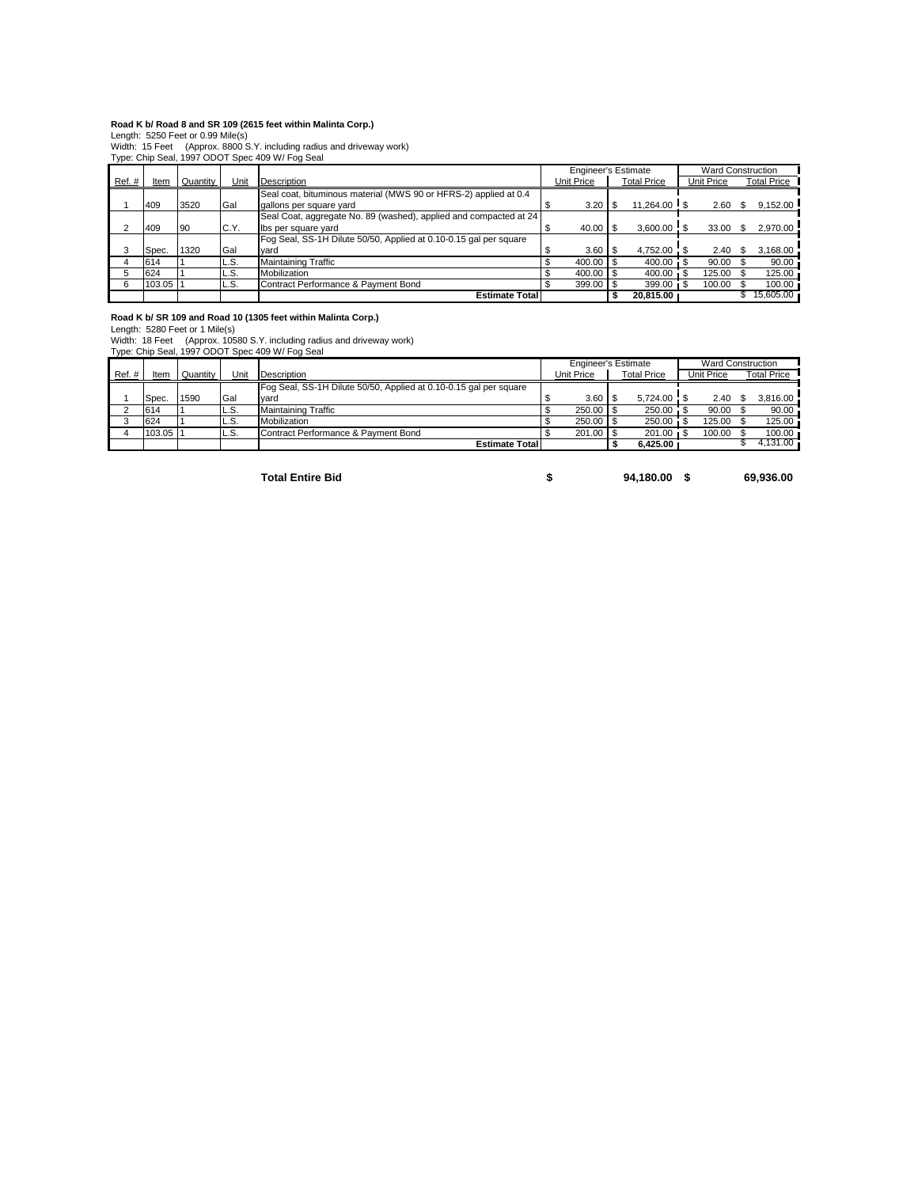**Road K b/ Road 8 and SR 109 (2615 feet within Malinta Corp.)**
Length: 5250 Feet or 0.99 Mile(s)
Width: 15 Feet (Approx. 8800 S.Y. including radius and driveway work)
Type: Chip Seal, 1997 ODOT Spec 409 W/ Fog Seal

| | | | | | Engineer's Estimate | | Ward Construction | |
|---|---|---|---|---|---|---|---|---|
| Ref. # | Item | Quantity | Unit | Description | Unit Price | Total Price | Unit Price | Total Price |
| 1 | 409 | 3520 | Gal | Seal coat, bituminous material (MWS 90 or HFRS-2) applied at 0.4 gallons per square yard | $ 3.20 | $ 11,264.00 | $ 2.60 | $ 9,152.00 |
| 2 | 409 | 90 | C.Y. | Seal Coat, aggregate No. 89 (washed), applied and compacted at 24 lbs per square yard | $ 40.00 | $ 3,600.00 | $ 33.00 | $ 2,970.00 |
| 3 | Spec. | 1320 | Gal | Fog Seal, SS-1H Dilute 50/50, Applied at 0.10-0.15 gal per square yard | $ 3.60 | $ 4,752.00 | $ 2.40 | $ 3,168.00 |
| 4 | 614 | 1 | L.S. | Maintaining Traffic | $ 400.00 | $ 400.00 | $ 90.00 | $ 90.00 |
| 5 | 624 | 1 | L.S. | Mobilization | $ 400.00 | $ 400.00 | $ 125.00 | $ 125.00 |
| 6 | 103.05 | 1 | L.S. | Contract Performance & Payment Bond | $ 399.00 | $ 399.00 | $ 100.00 | $ 100.00 |
| | | | | **Estimate Total** | | **$ 20,815.00** | | $ 15,605.00 |

**Road K b/ SR 109 and Road 10 (1305 feet within Malinta Corp.)**
Length: 5280 Feet or 1 Mile(s)
Width: 18 Feet (Approx. 10580 S.Y. including radius and driveway work)
Type: Chip Seal, 1997 ODOT Spec 409 W/ Fog Seal

| | | | | | Engineer's Estimate | | Ward Construction | |
|---|---|---|---|---|---|---|---|---|
| Ref. # | Item | Quantity | Unit | Description | Unit Price | Total Price | Unit Price | Total Price |
| 1 | Spec. | 1590 | Gal | Fog Seal, SS-1H Dilute 50/50, Applied at 0.10-0.15 gal per square yard | $ 3.60 | $ 5,724.00 | $ 2.40 | $ 3,816.00 |
| 2 | 614 | 1 | L.S. | Maintaining Traffic | $ 250.00 | $ 250.00 | $ 90.00 | $ 90.00 |
| 3 | 624 | 1 | L.S. | Mobilization | $ 250.00 | $ 250.00 | $ 125.00 | $ 125.00 |
| 4 | 103.05 | 1 | L.S. | Contract Performance & Payment Bond | $ 201.00 | $ 201.00 | $ 100.00 | $ 100.00 |
| | | | | **Estimate Total** | | **$ 6,425.00** | | $ 4,131.00 |

**Total Entire Bid** **$ 94,180.00** **$ 69,936.00**